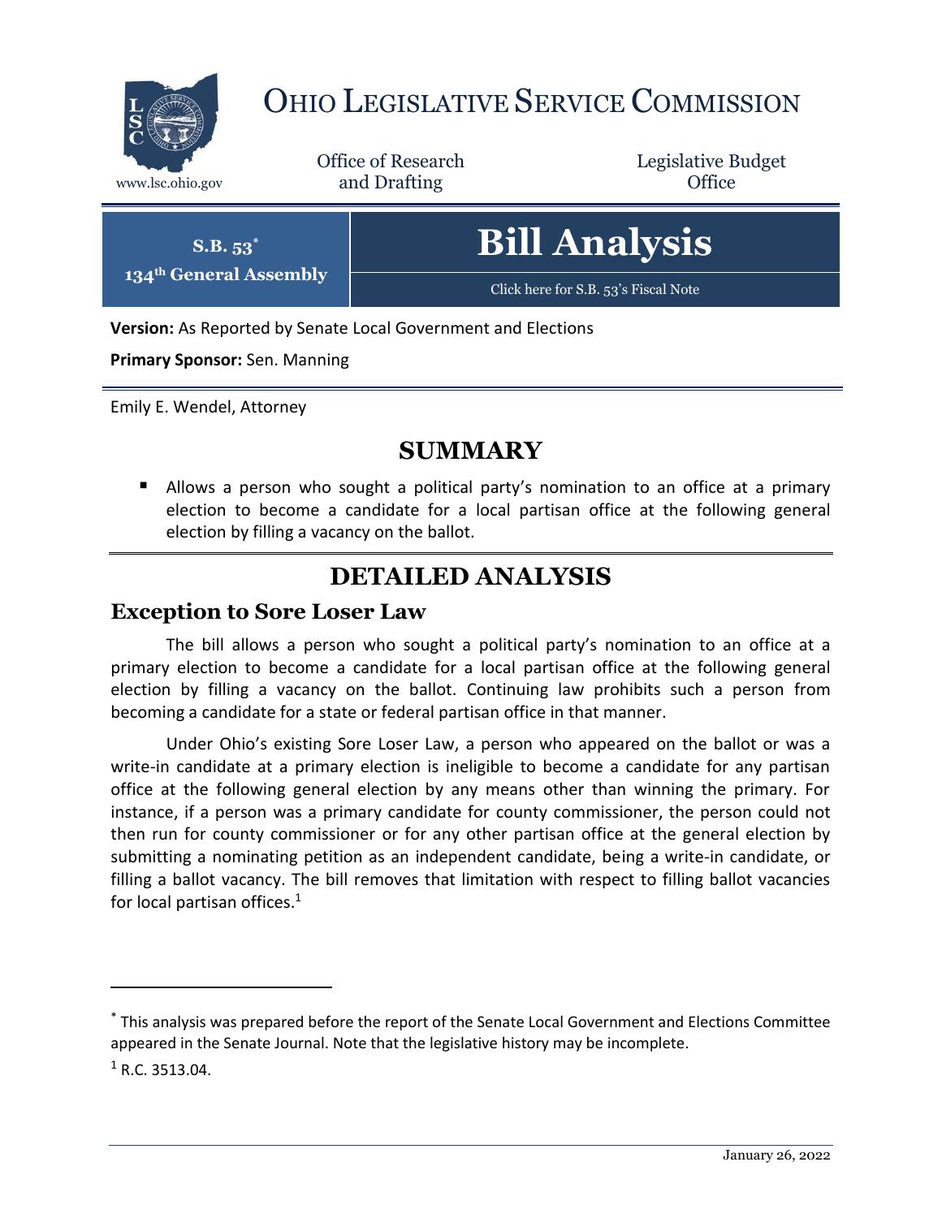# Ohio Legislative Service Commission

www.lsc.ohio.gov

Office of Research and Drafting

Legislative Budget Office

**S.B. 53***
**134th General Assembly**

# Bill Analysis

Click here for S.B. 53's Fiscal Note

**Version:** As Reported by Senate Local Government and Elections

**Primary Sponsor:** Sen. Manning

Emily E. Wendel, Attorney

## SUMMARY

- Allows a person who sought a political party's nomination to an office at a primary election to become a candidate for a local partisan office at the following general election by filling a vacancy on the ballot.

## DETAILED ANALYSIS

### Exception to Sore Loser Law

The bill allows a person who sought a political party's nomination to an office at a primary election to become a candidate for a local partisan office at the following general election by filling a vacancy on the ballot. Continuing law prohibits such a person from becoming a candidate for a state or federal partisan office in that manner.

Under Ohio's existing Sore Loser Law, a person who appeared on the ballot or was a write-in candidate at a primary election is ineligible to become a candidate for any partisan office at the following general election by any means other than winning the primary. For instance, if a person was a primary candidate for county commissioner, the person could not then run for county commissioner or for any other partisan office at the general election by submitting a nominating petition as an independent candidate, being a write-in candidate, or filling a ballot vacancy. The bill removes that limitation with respect to filling ballot vacancies for local partisan offices.[1]

---

* This analysis was prepared before the report of the Senate Local Government and Elections Committee appeared in the Senate Journal. Note that the legislative history may be incomplete.

[1] R.C. 3513.04.

January 26, 2022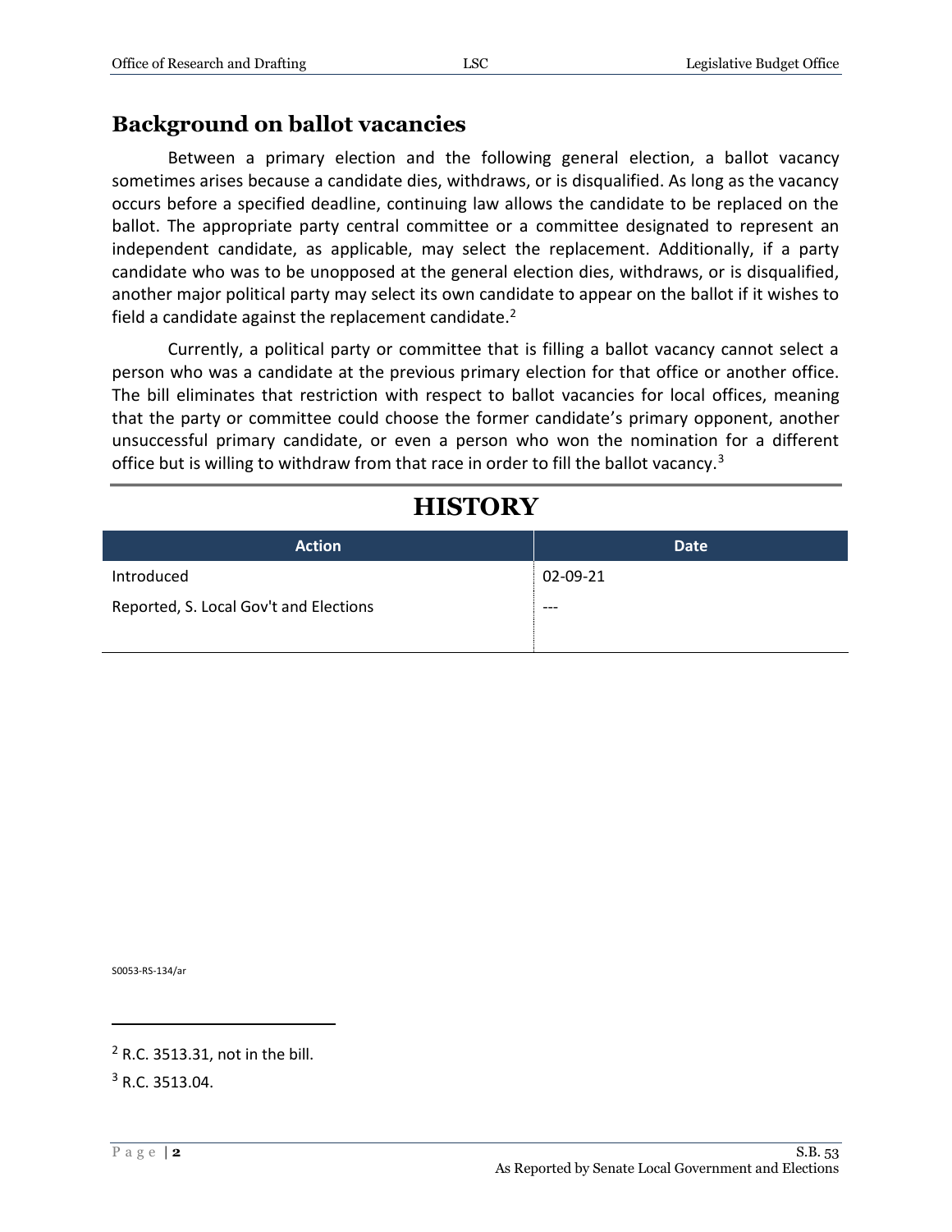## Background on ballot vacancies

Between a primary election and the following general election, a ballot vacancy sometimes arises because a candidate dies, withdraws, or is disqualified. As long as the vacancy occurs before a specified deadline, continuing law allows the candidate to be replaced on the ballot. The appropriate party central committee or a committee designated to represent an independent candidate, as applicable, may select the replacement. Additionally, if a party candidate who was to be unopposed at the general election dies, withdraws, or is disqualified, another major political party may select its own candidate to appear on the ballot if it wishes to field a candidate against the replacement candidate.[2]

Currently, a political party or committee that is filling a ballot vacancy cannot select a person who was a candidate at the previous primary election for that office or another office. The bill eliminates that restriction with respect to ballot vacancies for local offices, meaning that the party or committee could choose the former candidate's primary opponent, another unsuccessful primary candidate, or even a person who won the nomination for a different office but is willing to withdraw from that race in order to fill the ballot vacancy.[3]

# HISTORY

| Action | Date |
|---|---|
| Introduced | 02-09-21 |
| Reported, S. Local Gov't and Elections | --- |

S0053-RS-134/ar

[2] R.C. 3513.31, not in the bill.

[3] R.C. 3513.04.